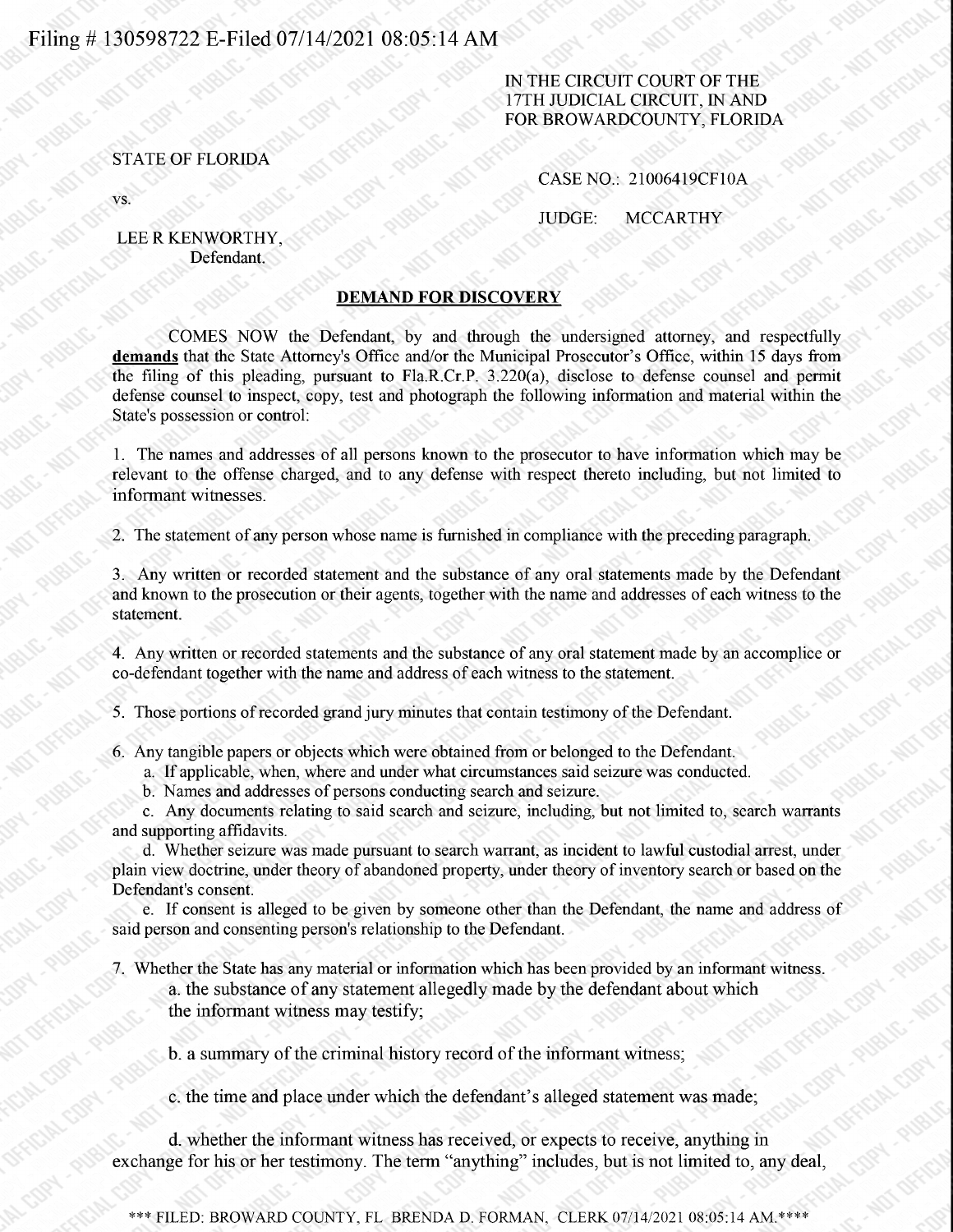Filing # 130598722 E-Filed 07/14/2021 08:05:14 AM

IN THE CIRCUIT COURT OF THE
17TH JUDICIAL CIRCUIT, IN AND
FOR BROWARDCOUNTY, FLORIDA

STATE OF FLORIDA

CASE NO.: 21006419CF10A

vs.

JUDGE: MCCARTHY

LEE R KENWORTHY,
Defendant.

## DEMAND FOR DISCOVERY

COMES NOW the Defendant, by and through the undersigned attorney, and respectfully **demands** that the State Attorney's Office and/or the Municipal Prosecutor's Office, within 15 days from the filing of this pleading, pursuant to Fla.R.Cr.P. 3.220(a), disclose to defense counsel and permit defense counsel to inspect, copy, test and photograph the following information and material within the State's possession or control:

1. The names and addresses of all persons known to the prosecutor to have information which may be relevant to the offense charged, and to any defense with respect thereto including, but not limited to informant witnesses.

2. The statement of any person whose name is furnished in compliance with the preceding paragraph.

3. Any written or recorded statement and the substance of any oral statements made by the Defendant and known to the prosecution or their agents, together with the name and addresses of each witness to the statement.

4. Any written or recorded statements and the substance of any oral statement made by an accomplice or co-defendant together with the name and address of each witness to the statement.

5. Those portions of recorded grand jury minutes that contain testimony of the Defendant.

6. Any tangible papers or objects which were obtained from or belonged to the Defendant.
   a. If applicable, when, where and under what circumstances said seizure was conducted.
   b. Names and addresses of persons conducting search and seizure.
   c. Any documents relating to said search and seizure, including, but not limited to, search warrants and supporting affidavits.
   d. Whether seizure was made pursuant to search warrant, as incident to lawful custodial arrest, under plain view doctrine, under theory of abandoned property, under theory of inventory search or based on the Defendant's consent.
   e. If consent is alleged to be given by someone other than the Defendant, the name and address of said person and consenting person's relationship to the Defendant.

7. Whether the State has any material or information which has been provided by an informant witness.
   a. the substance of any statement allegedly made by the defendant about which the informant witness may testify;

   b. a summary of the criminal history record of the informant witness;

   c. the time and place under which the defendant's alleged statement was made;

   d. whether the informant witness has received, or expects to receive, anything in exchange for his or her testimony. The term "anything" includes, but is not limited to, any deal,

*** FILED: BROWARD COUNTY, FL BRENDA D. FORMAN, CLERK 07/14/2021 08:05:14 AM.****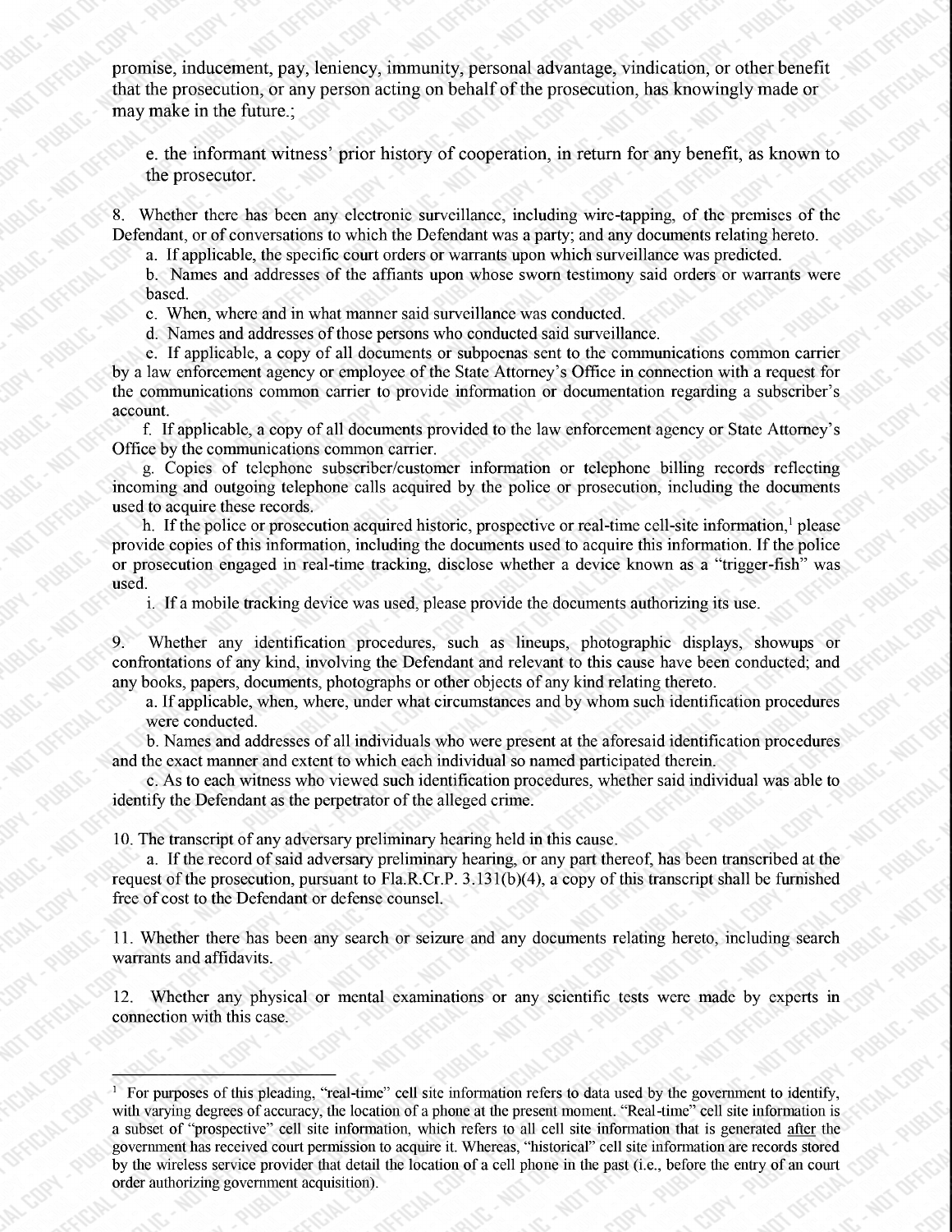promise, inducement, pay, leniency, immunity, personal advantage, vindication, or other benefit that the prosecution, or any person acting on behalf of the prosecution, has knowingly made or may make in the future.;

e. the informant witness' prior history of cooperation, in return for any benefit, as known to the prosecutor.

8. Whether there has been any electronic surveillance, including wire-tapping, of the premises of the Defendant, or of conversations to which the Defendant was a party; and any documents relating hereto.

a. If applicable, the specific court orders or warrants upon which surveillance was predicted.

b. Names and addresses of the affiants upon whose sworn testimony said orders or warrants were based.

c. When, where and in what manner said surveillance was conducted.

d. Names and addresses of those persons who conducted said surveillance.

e. If applicable, a copy of all documents or subpoenas sent to the communications common carrier by a law enforcement agency or employee of the State Attorney's Office in connection with a request for the communications common carrier to provide information or documentation regarding a subscriber's account.

f. If applicable, a copy of all documents provided to the law enforcement agency or State Attorney's Office by the communications common carrier.

g. Copies of telephone subscriber/customer information or telephone billing records reflecting incoming and outgoing telephone calls acquired by the police or prosecution, including the documents used to acquire these records.

h. If the police or prosecution acquired historic, prospective or real-time cell-site information,[1] please provide copies of this information, including the documents used to acquire this information. If the police or prosecution engaged in real-time tracking, disclose whether a device known as a "trigger-fish" was used.

i. If a mobile tracking device was used, please provide the documents authorizing its use.

9. Whether any identification procedures, such as lineups, photographic displays, showups or confrontations of any kind, involving the Defendant and relevant to this cause have been conducted; and any books, papers, documents, photographs or other objects of any kind relating thereto.

a. If applicable, when, where, under what circumstances and by whom such identification procedures were conducted.

b. Names and addresses of all individuals who were present at the aforesaid identification procedures and the exact manner and extent to which each individual so named participated therein.

c. As to each witness who viewed such identification procedures, whether said individual was able to identify the Defendant as the perpetrator of the alleged crime.

10. The transcript of any adversary preliminary hearing held in this cause.

a. If the record of said adversary preliminary hearing, or any part thereof, has been transcribed at the request of the prosecution, pursuant to Fla.R.Cr.P. 3.131(b)(4), a copy of this transcript shall be furnished free of cost to the Defendant or defense counsel.

11. Whether there has been any search or seizure and any documents relating hereto, including search warrants and affidavits.

12. Whether any physical or mental examinations or any scientific tests were made by experts in connection with this case.

---

[1] For purposes of this pleading, "real-time" cell site information refers to data used by the government to identify, with varying degrees of accuracy, the location of a phone at the present moment. "Real-time" cell site information is a subset of "prospective" cell site information, which refers to all cell site information that is generated after the government has received court permission to acquire it. Whereas, "historical" cell site information are records stored by the wireless service provider that detail the location of a cell phone in the past (i.e., before the entry of an court order authorizing government acquisition).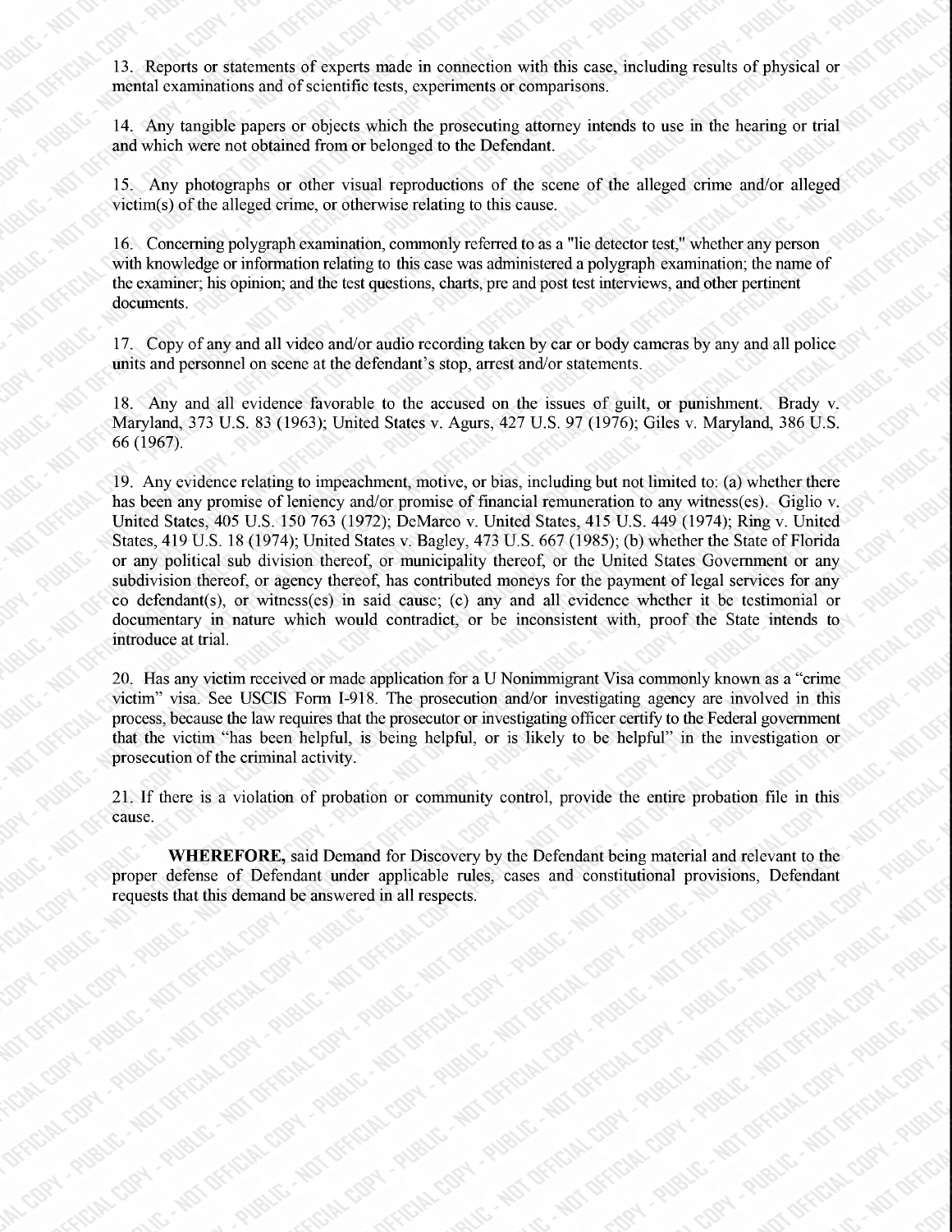13. Reports or statements of experts made in connection with this case, including results of physical or mental examinations and of scientific tests, experiments or comparisons.

14. Any tangible papers or objects which the prosecuting attorney intends to use in the hearing or trial and which were not obtained from or belonged to the Defendant.

15. Any photographs or other visual reproductions of the scene of the alleged crime and/or alleged victim(s) of the alleged crime, or otherwise relating to this cause.

16. Concerning polygraph examination, commonly referred to as a "lie detector test," whether any person with knowledge or information relating to this case was administered a polygraph examination; the name of the examiner; his opinion; and the test questions, charts, pre and post test interviews, and other pertinent documents.

17. Copy of any and all video and/or audio recording taken by car or body cameras by any and all police units and personnel on scene at the defendant's stop, arrest and/or statements.

18. Any and all evidence favorable to the accused on the issues of guilt, or punishment. Brady v. Maryland, 373 U.S. 83 (1963); United States v. Agurs, 427 U.S. 97 (1976); Giles v. Maryland, 386 U.S. 66 (1967).

19. Any evidence relating to impeachment, motive, or bias, including but not limited to: (a) whether there has been any promise of leniency and/or promise of financial remuneration to any witness(es). Giglio v. United States, 405 U.S. 150 763 (1972); DeMarco v. United States, 415 U.S. 449 (1974); Ring v. United States, 419 U.S. 18 (1974); United States v. Bagley, 473 U.S. 667 (1985); (b) whether the State of Florida or any political sub division thereof, or municipality thereof, or the United States Government or any subdivision thereof, or agency thereof, has contributed moneys for the payment of legal services for any co defendant(s), or witness(es) in said cause; (c) any and all evidence whether it be testimonial or documentary in nature which would contradict, or be inconsistent with, proof the State intends to introduce at trial.

20. Has any victim received or made application for a U Nonimmigrant Visa commonly known as a "crime victim" visa. See USCIS Form I-918. The prosecution and/or investigating agency are involved in this process, because the law requires that the prosecutor or investigating officer certify to the Federal government that the victim "has been helpful, is being helpful, or is likely to be helpful" in the investigation or prosecution of the criminal activity.

21. If there is a violation of probation or community control, provide the entire probation file in this cause.

**WHEREFORE,** said Demand for Discovery by the Defendant being material and relevant to the proper defense of Defendant under applicable rules, cases and constitutional provisions, Defendant requests that this demand be answered in all respects.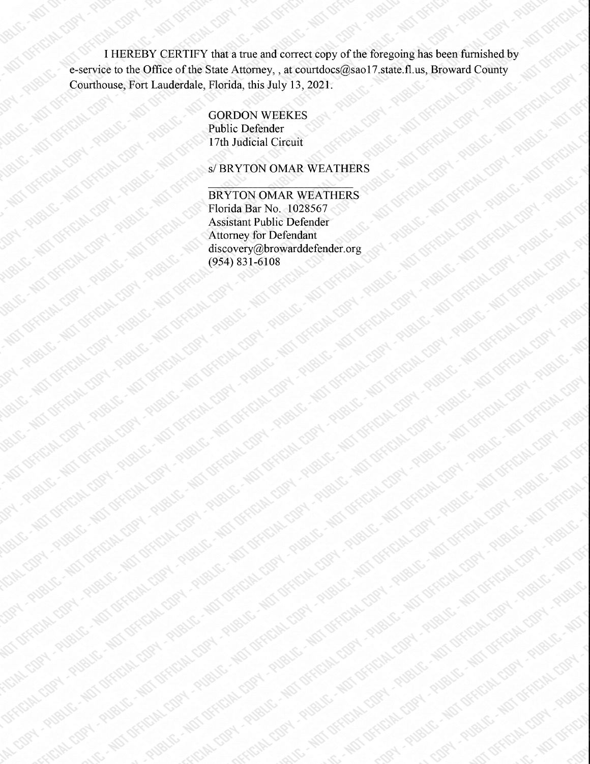I HEREBY CERTIFY that a true and correct copy of the foregoing has been furnished by e-service to the Office of the State Attorney, , at courtdocs@sao17.state.fl.us, Broward County Courthouse, Fort Lauderdale, Florida, this July 13, 2021.

GORDON WEEKES
Public Defender
17th Judicial Circuit

s/ BRYTON OMAR WEATHERS

\_\_\_\_\_\_\_\_\_\_\_\_\_\_\_\_\_\_\_\_\_\_\_\_\_

BRYTON OMAR WEATHERS
Florida Bar No. 1028567
Assistant Public Defender
Attorney for Defendant
discovery@browarddefender.org
(954) 831-6108